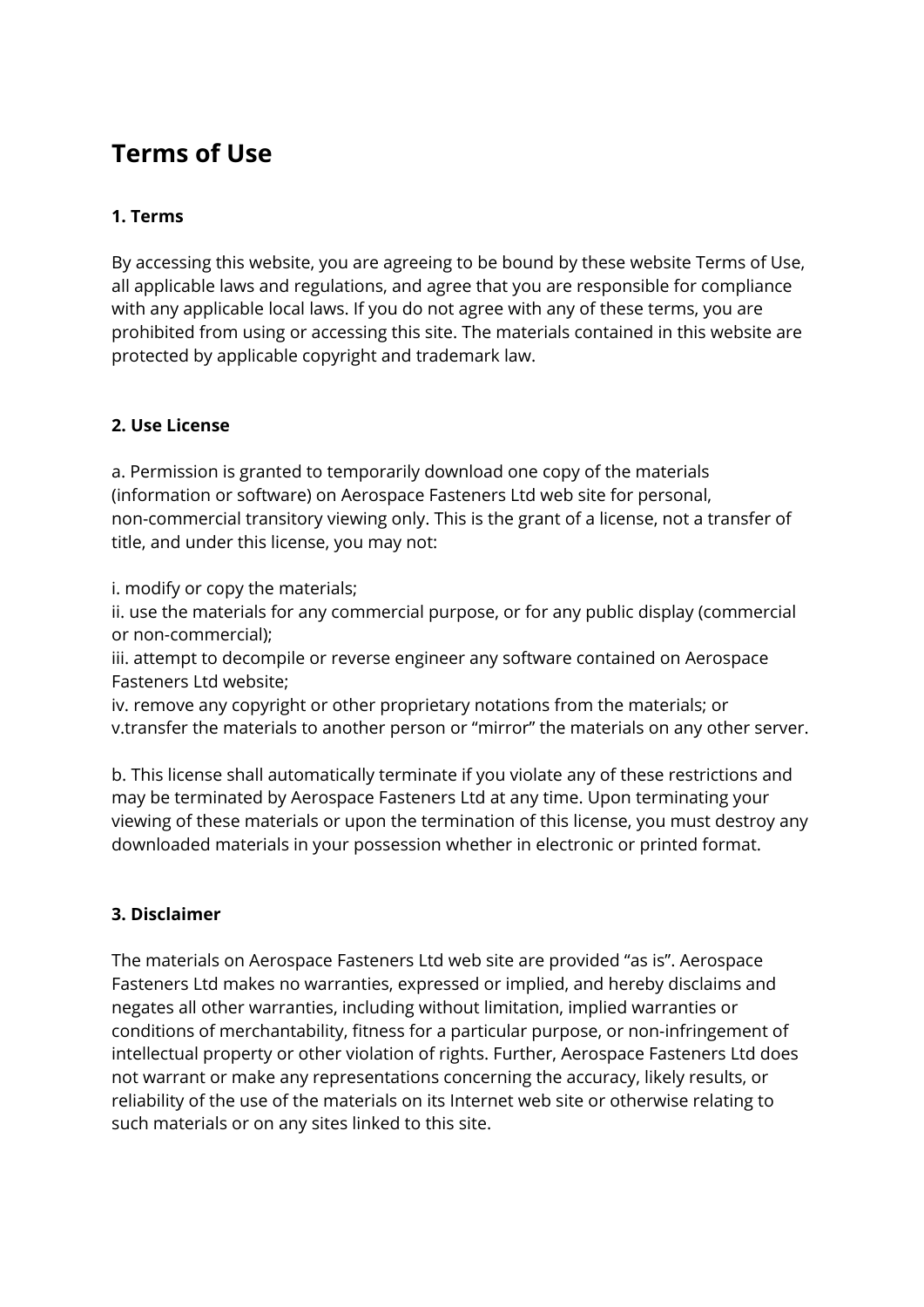# Terms of Use

### 1. Terms

By accessing this website, you are agreeing to be bound by these website Terms of Use, all applicable laws and regulations, and agree that you are responsible for compliance with any applicable local laws. If you do not agree with any of these terms, you are prohibited from using or accessing this site. The materials contained in this website are protected by applicable copyright and trademark law.

### 2. Use License

a. Permission is granted to temporarily download one copy of the materials (information or software) on Aerospace Fasteners Ltd web site for personal, non-commercial transitory viewing only. This is the grant of a license, not a transfer of title, and under this license, you may not:

i. modify or copy the materials;
ii. use the materials for any commercial purpose, or for any public display (commercial or non-commercial);
iii. attempt to decompile or reverse engineer any software contained on Aerospace Fasteners Ltd website;
iv. remove any copyright or other proprietary notations from the materials; or
v.transfer the materials to another person or “mirror” the materials on any other server.

b. This license shall automatically terminate if you violate any of these restrictions and may be terminated by Aerospace Fasteners Ltd at any time. Upon terminating your viewing of these materials or upon the termination of this license, you must destroy any downloaded materials in your possession whether in electronic or printed format.

### 3. Disclaimer

The materials on Aerospace Fasteners Ltd web site are provided “as is”. Aerospace Fasteners Ltd makes no warranties, expressed or implied, and hereby disclaims and negates all other warranties, including without limitation, implied warranties or conditions of merchantability, fitness for a particular purpose, or non-infringement of intellectual property or other violation of rights. Further, Aerospace Fasteners Ltd does not warrant or make any representations concerning the accuracy, likely results, or reliability of the use of the materials on its Internet web site or otherwise relating to such materials or on any sites linked to this site.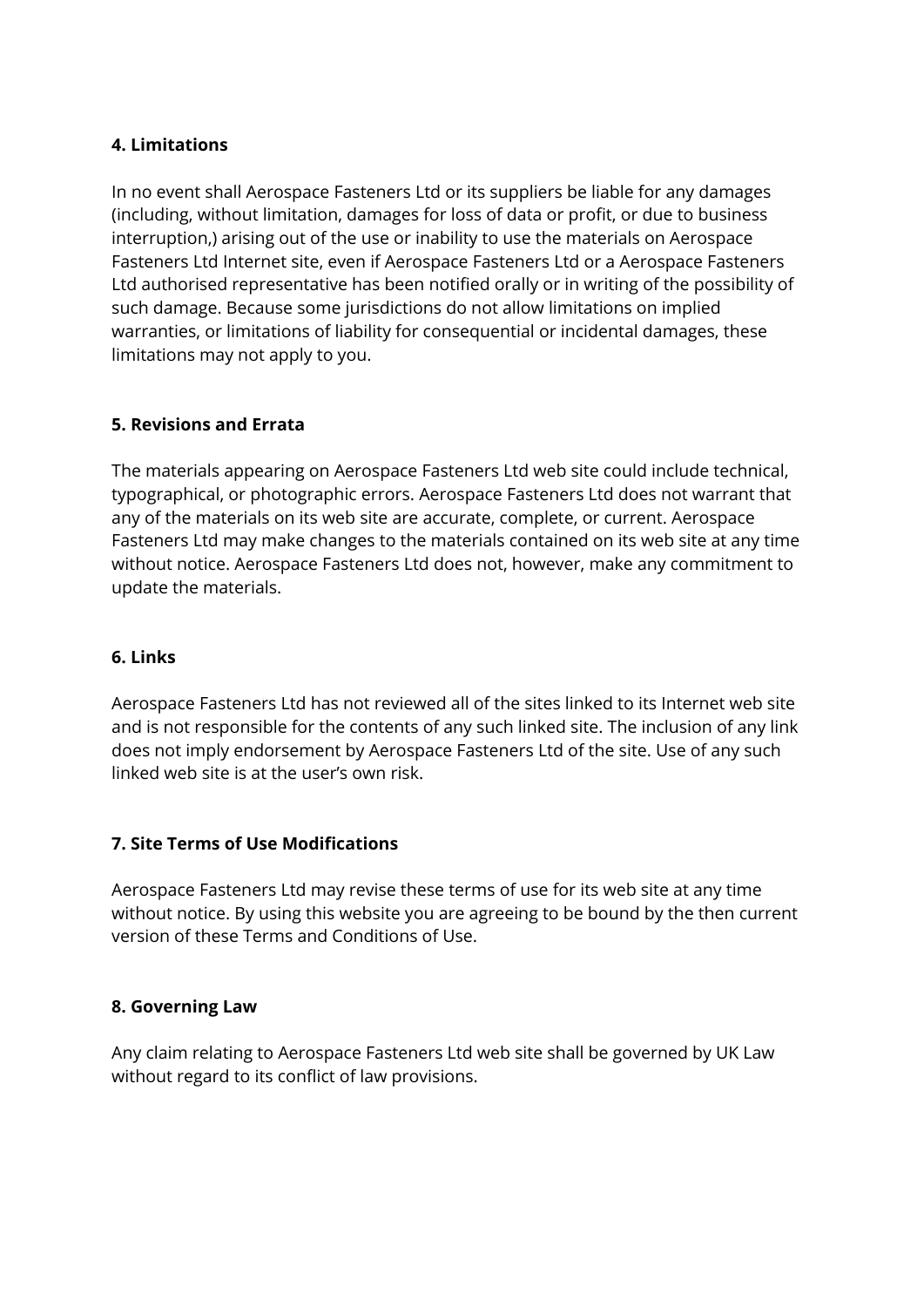### 4. Limitations

In no event shall Aerospace Fasteners Ltd or its suppliers be liable for any damages (including, without limitation, damages for loss of data or profit, or due to business interruption,) arising out of the use or inability to use the materials on Aerospace Fasteners Ltd Internet site, even if Aerospace Fasteners Ltd or a Aerospace Fasteners Ltd authorised representative has been notified orally or in writing of the possibility of such damage. Because some jurisdictions do not allow limitations on implied warranties, or limitations of liability for consequential or incidental damages, these limitations may not apply to you.

### 5. Revisions and Errata

The materials appearing on Aerospace Fasteners Ltd web site could include technical, typographical, or photographic errors. Aerospace Fasteners Ltd does not warrant that any of the materials on its web site are accurate, complete, or current. Aerospace Fasteners Ltd may make changes to the materials contained on its web site at any time without notice. Aerospace Fasteners Ltd does not, however, make any commitment to update the materials.

### 6. Links

Aerospace Fasteners Ltd has not reviewed all of the sites linked to its Internet web site and is not responsible for the contents of any such linked site. The inclusion of any link does not imply endorsement by Aerospace Fasteners Ltd of the site. Use of any such linked web site is at the user's own risk.

### 7. Site Terms of Use Modifications

Aerospace Fasteners Ltd may revise these terms of use for its web site at any time without notice. By using this website you are agreeing to be bound by the then current version of these Terms and Conditions of Use.

### 8. Governing Law

Any claim relating to Aerospace Fasteners Ltd web site shall be governed by UK Law without regard to its conflict of law provisions.